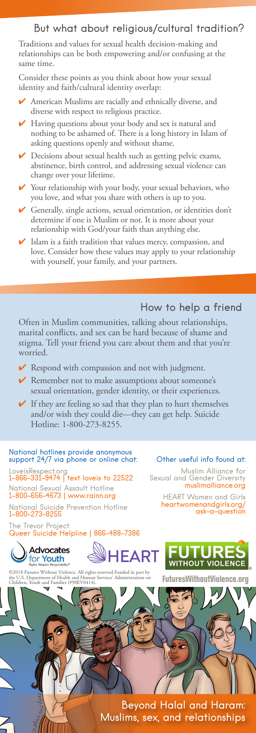## But what about religious/cultural tradition?

Traditions and values for sexual health decision-making and relationships can be both empowering and/or confusing at the same time.

Consider these points as you think about how your sexual identity and faith/cultural identity overlap:

- ✔ American Muslims are racially and ethnically diverse, and diverse with respect to religious practice.
- ✔ Having questions about your body and sex is natural and nothing to be ashamed of. There is a long history in Islam of asking questions openly and without shame.
- ✔ Decisions about sexual health such as getting pelvic exams, abstinence, birth control, and addressing sexual violence can change over your lifetime.
- ✔ Your relationship with your body, your sexual behaviors, who you love, and what you share with others is up to you.
- ✔ Generally, single actions, sexual orientation, or identities don't determine if one is Muslim or not. It is more about your relationship with God/your faith than anything else.
- ✔ Islam is a faith tradition that values mercy, compassion, and love. Consider how these values may apply to your relationship with yourself, your family, and your partners.

## How to help a friend

Often in Muslim communities, talking about relationships, marital conflicts, and sex can be hard because of shame and stigma. Tell your friend you care about them and that you're worried.

- ✔ Respond with compassion and not with judgment.
- ✔ Remember not to make assumptions about someone's sexual orientation, gender identity, or their experiences.
- ✔ If they are feeling so sad that they plan to hurt themselves and/or wish they could die—they can get help. Suicide Hotline: 1-800-273-8255.

**National hotlines provide anonymous support 24/7 via phone or online chat:**

LoveisRespect.org
1-866-331-9474 | text loveis to 22522

National Sexual Assault Hotline
1-800-656-4673 | www.rainn.org

National Suicide Prevention Hotline
1-800-273-8255

The Trevor Project
Queer Suicide Helpline | 866-488-7386

**Other useful info found at:**

Muslim Alliance for Sexual and Gender Diversity
muslimalliance.org

HEART Women and Girls
heartwomenandgirls.org/ask-a-question

Advocates for Youth — Rights. Respect. Responsibility.®

HEART

FUTURES WITHOUT VIOLENCE

©2018 Futures Without Violence. All rights reserved. Funded in part by the U.S. Department of Health and Human Services' Administration on Children, Youth and Families (#90EV0414).

FuturesWithoutViolence.org

**Beyond Halal and Haram: Muslims, sex, and relationships**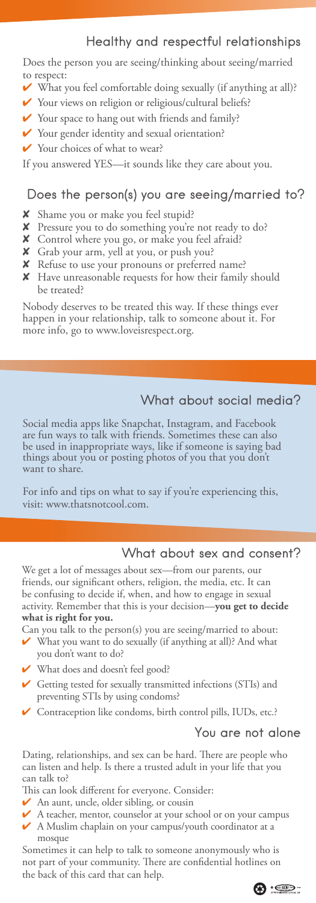## Healthy and respectful relationships

Does the person you are seeing/thinking about seeing/married to respect:

- ✔ What you feel comfortable doing sexually (if anything at all)?
- ✔ Your views on religion or religious/cultural beliefs?
- ✔ Your space to hang out with friends and family?
- ✔ Your gender identity and sexual orientation?
- ✔ Your choices of what to wear?

If you answered YES—it sounds like they care about you.

## Does the person(s) you are seeing/married to?

- ✘ Shame you or make you feel stupid?
- ✘ Pressure you to do something you're not ready to do?
- ✘ Control where you go, or make you feel afraid?
- ✘ Grab your arm, yell at you, or push you?
- ✘ Refuse to use your pronouns or preferred name?
- ✘ Have unreasonable requests for how their family should be treated?

Nobody deserves to be treated this way. If these things ever happen in your relationship, talk to someone about it. For more info, go to www.loveisrespect.org.

## What about social media?

Social media apps like Snapchat, Instagram, and Facebook are fun ways to talk with friends. Sometimes these can also be used in inappropriate ways, like if someone is saying bad things about you or posting photos of you that you don't want to share.

For info and tips on what to say if you're experiencing this, visit: www.thatsnotcool.com.

## What about sex and consent?

We get a lot of messages about sex—from our parents, our friends, our significant others, religion, the media, etc. It can be confusing to decide if, when, and how to engage in sexual activity. Remember that this is your decision—**you get to decide what is right for you.**

Can you talk to the person(s) you are seeing/married to about:

- ✔ What you want to do sexually (if anything at all)? And what you don't want to do?
- ✔ What does and doesn't feel good?
- ✔ Getting tested for sexually transmitted infections (STIs) and preventing STIs by using condoms?
- ✔ Contraception like condoms, birth control pills, IUDs, etc.?

## You are not alone

Dating, relationships, and sex can be hard. There are people who can listen and help. Is there a trusted adult in your life that you can talk to?

This can look different for everyone. Consider:

- ✔ An aunt, uncle, older sibling, or cousin
- ✔ A teacher, mentor, counselor at your school or on your campus
- ✔ A Muslim chaplain on your campus/youth coordinator at a mosque

Sometimes it can help to talk to someone anonymously who is not part of your community. There are confidential hotlines on the back of this card that can help.